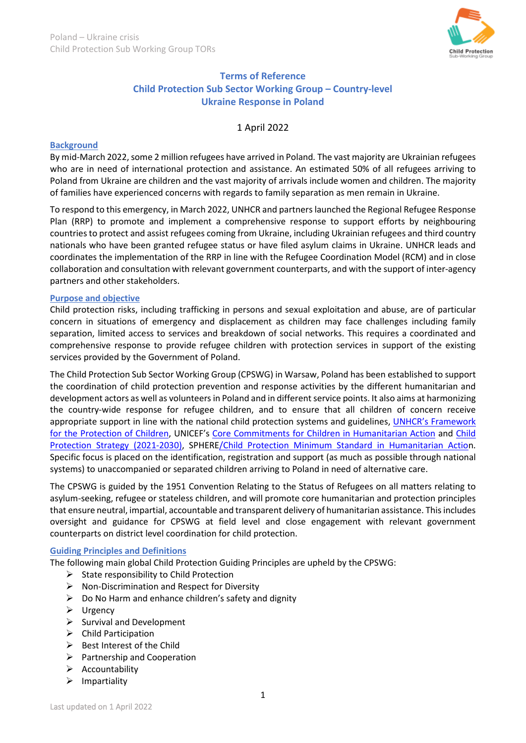# Terms of Reference
# Child Protection Sub Sector Working Group – Country-level
# Ukraine Response in Poland

1 April 2022

## Background

By mid-March 2022, some 2 million refugees have arrived in Poland. The vast majority are Ukrainian refugees who are in need of international protection and assistance. An estimated 50% of all refugees arriving to Poland from Ukraine are children and the vast majority of arrivals include women and children. The majority of families have experienced concerns with regards to family separation as men remain in Ukraine.

To respond to this emergency, in March 2022, UNHCR and partners launched the Regional Refugee Response Plan (RRP) to promote and implement a comprehensive response to support efforts by neighbouring countries to protect and assist refugees coming from Ukraine, including Ukrainian refugees and third country nationals who have been granted refugee status or have filed asylum claims in Ukraine. UNHCR leads and coordinates the implementation of the RRP in line with the Refugee Coordination Model (RCM) and in close collaboration and consultation with relevant government counterparts, and with the support of inter-agency partners and other stakeholders.

## Purpose and objective

Child protection risks, including trafficking in persons and sexual exploitation and abuse, are of particular concern in situations of emergency and displacement as children may face challenges including family separation, limited access to services and breakdown of social networks. This requires a coordinated and comprehensive response to provide refugee children with protection services in support of the existing services provided by the Government of Poland.

The Child Protection Sub Sector Working Group (CPSWG) in Warsaw, Poland has been established to support the coordination of child protection prevention and response activities by the different humanitarian and development actors as well as volunteers in Poland and in different service points. It also aims at harmonizing the country-wide response for refugee children, and to ensure that all children of concern receive appropriate support in line with the national child protection systems and guidelines, UNHCR's Framework for the Protection of Children, UNICEF's Core Commitments for Children in Humanitarian Action and Child Protection Strategy (2021-2030), SPHERE/Child Protection Minimum Standard in Humanitarian Action. Specific focus is placed on the identification, registration and support (as much as possible through national systems) to unaccompanied or separated children arriving to Poland in need of alternative care.

The CPSWG is guided by the 1951 Convention Relating to the Status of Refugees on all matters relating to asylum-seeking, refugee or stateless children, and will promote core humanitarian and protection principles that ensure neutral, impartial, accountable and transparent delivery of humanitarian assistance. This includes oversight and guidance for CPSWG at field level and close engagement with relevant government counterparts on district level coordination for child protection.

## Guiding Principles and Definitions

The following main global Child Protection Guiding Principles are upheld by the CPSWG:

- State responsibility to Child Protection
- Non-Discrimination and Respect for Diversity
- Do No Harm and enhance children's safety and dignity
- Urgency
- Survival and Development
- Child Participation
- Best Interest of the Child
- Partnership and Cooperation
- Accountability
- Impartiality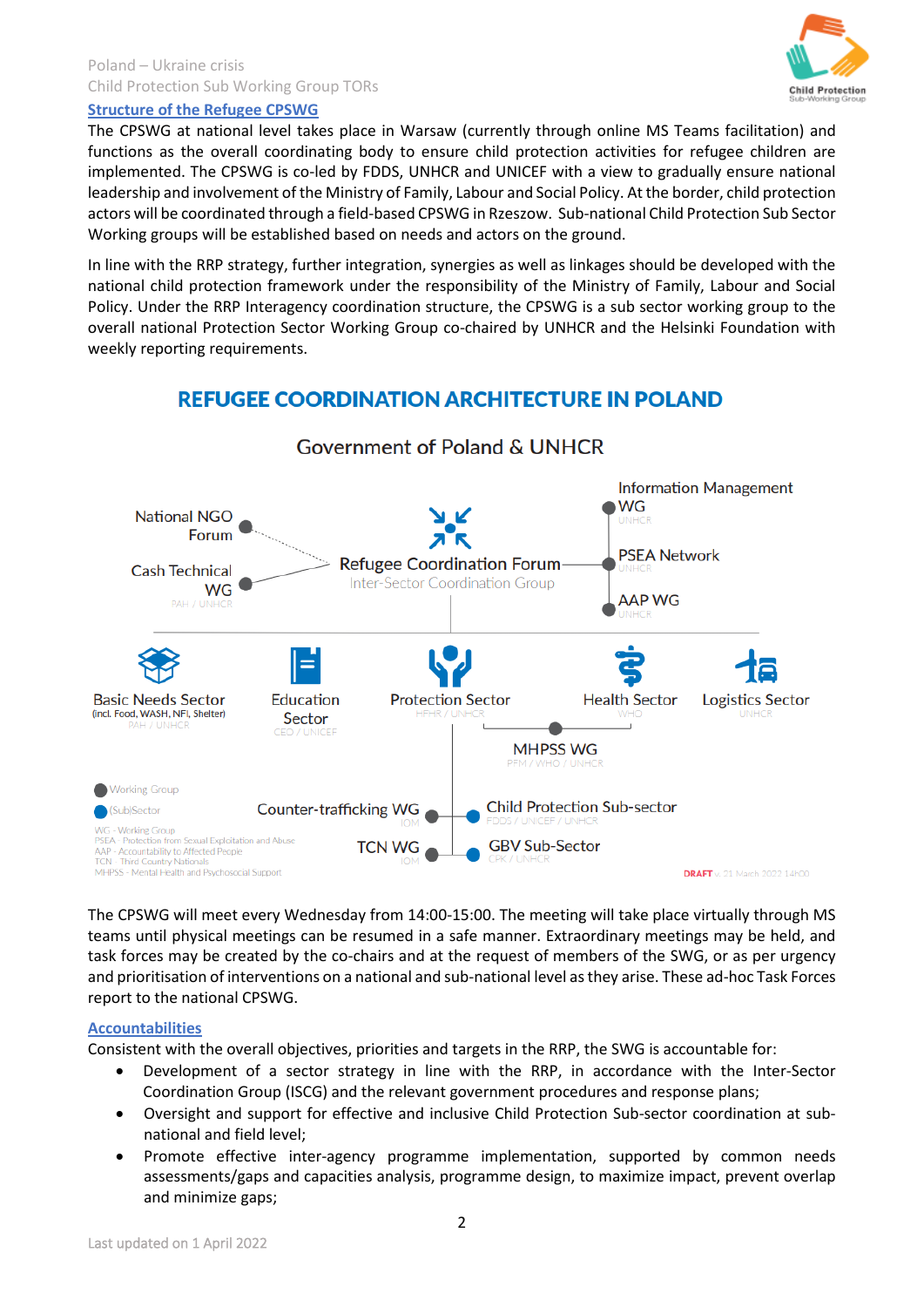## Structure of the Refugee CPSWG

The CPSWG at national level takes place in Warsaw (currently through online MS Teams facilitation) and functions as the overall coordinating body to ensure child protection activities for refugee children are implemented. The CPSWG is co-led by FDDS, UNHCR and UNICEF with a view to gradually ensure national leadership and involvement of the Ministry of Family, Labour and Social Policy. At the border, child protection actors will be coordinated through a field-based CPSWG in Rzeszow. Sub-national Child Protection Sub Sector Working groups will be established based on needs and actors on the ground.

In line with the RRP strategy, further integration, synergies as well as linkages should be developed with the national child protection framework under the responsibility of the Ministry of Family, Labour and Social Policy. Under the RRP Interagency coordination structure, the CPSWG is a sub sector working group to the overall national Protection Sector Working Group co-chaired by UNHCR and the Helsinki Foundation with weekly reporting requirements.

**REFUGEE COORDINATION ARCHITECTURE IN POLAND**

Government of Poland & UNHCR

- Refugee Coordination Forum – Inter-Sector Coordination Group
  - National NGO Forum
  - Cash Technical WG (PAH / UNHCR)
  - Information Management WG (UNHCR)
  - PSEA Network (UNHCR)
  - AAP WG (UNHCR)
- Basic Needs Sector (incl. Food, WASH, NFI, Shelter) (PAH / UNHCR)
- Education Sector (CEO / UNICEF)
- Protection Sector (HFHR / UNHCR)
  - Counter-trafficking WG (IOM)
  - TCN WG (IOM)
  - Child Protection Sub-sector (FDDS / UNICEF / UNHCR)
  - GBV Sub-Sector (CPK / UNHCR)
- Health Sector (WHO)
  - MHPSS WG (PFM / WHO / UNHCR)
- Logistics Sector (UNHCR)

● Working Group
● (Sub)Sector

WG - Working Group
PSEA - Protection from Sexual Exploitation and Abuse
AAP - Accountability to Affected People
TCN - Third Country Nationals
MHPSS - Mental Health and Psychosocial Support

DRAFT v. 21 March 2022 14h00

The CPSWG will meet every Wednesday from 14:00-15:00. The meeting will take place virtually through MS teams until physical meetings can be resumed in a safe manner. Extraordinary meetings may be held, and task forces may be created by the co-chairs and at the request of members of the SWG, or as per urgency and prioritisation of interventions on a national and sub-national level as they arise. These ad-hoc Task Forces report to the national CPSWG.

## Accountabilities

Consistent with the overall objectives, priorities and targets in the RRP, the SWG is accountable for:

- Development of a sector strategy in line with the RRP, in accordance with the Inter-Sector Coordination Group (ISCG) and the relevant government procedures and response plans;
- Oversight and support for effective and inclusive Child Protection Sub-sector coordination at sub-national and field level;
- Promote effective inter-agency programme implementation, supported by common needs assessments/gaps and capacities analysis, programme design, to maximize impact, prevent overlap and minimize gaps;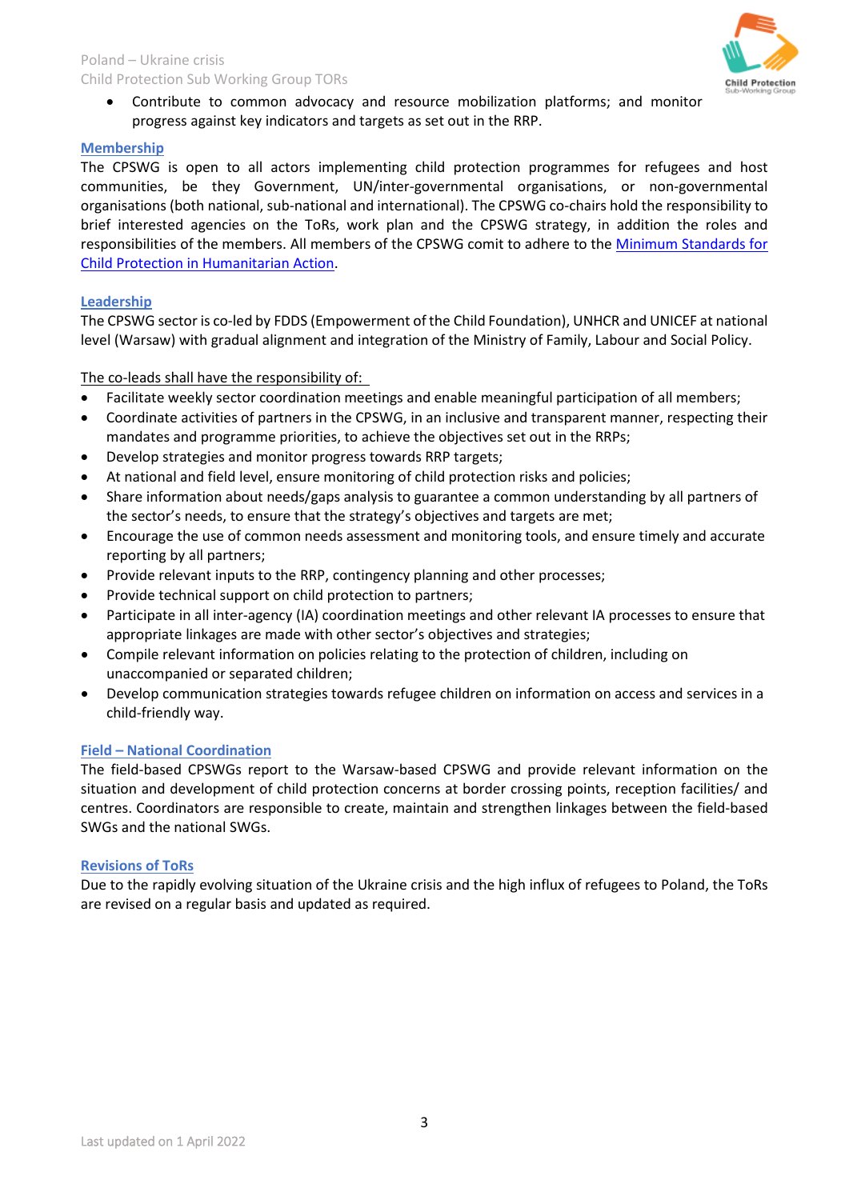- Contribute to common advocacy and resource mobilization platforms; and monitor progress against key indicators and targets as set out in the RRP.

## Membership

The CPSWG is open to all actors implementing child protection programmes for refugees and host communities, be they Government, UN/inter-governmental organisations, or non-governmental organisations (both national, sub-national and international). The CPSWG co-chairs hold the responsibility to brief interested agencies on the ToRs, work plan and the CPSWG strategy, in addition the roles and responsibilities of the members. All members of the CPSWG comit to adhere to the Minimum Standards for Child Protection in Humanitarian Action.

## Leadership

The CPSWG sector is co-led by FDDS (Empowerment of the Child Foundation), UNHCR and UNICEF at national level (Warsaw) with gradual alignment and integration of the Ministry of Family, Labour and Social Policy.

The co-leads shall have the responsibility of:

- Facilitate weekly sector coordination meetings and enable meaningful participation of all members;
- Coordinate activities of partners in the CPSWG, in an inclusive and transparent manner, respecting their mandates and programme priorities, to achieve the objectives set out in the RRPs;
- Develop strategies and monitor progress towards RRP targets;
- At national and field level, ensure monitoring of child protection risks and policies;
- Share information about needs/gaps analysis to guarantee a common understanding by all partners of the sector's needs, to ensure that the strategy's objectives and targets are met;
- Encourage the use of common needs assessment and monitoring tools, and ensure timely and accurate reporting by all partners;
- Provide relevant inputs to the RRP, contingency planning and other processes;
- Provide technical support on child protection to partners;
- Participate in all inter-agency (IA) coordination meetings and other relevant IA processes to ensure that appropriate linkages are made with other sector's objectives and strategies;
- Compile relevant information on policies relating to the protection of children, including on unaccompanied or separated children;
- Develop communication strategies towards refugee children on information on access and services in a child-friendly way.

## Field – National Coordination

The field-based CPSWGs report to the Warsaw-based CPSWG and provide relevant information on the situation and development of child protection concerns at border crossing points, reception facilities/ and centres. Coordinators are responsible to create, maintain and strengthen linkages between the field-based SWGs and the national SWGs.

## Revisions of ToRs

Due to the rapidly evolving situation of the Ukraine crisis and the high influx of refugees to Poland, the ToRs are revised on a regular basis and updated as required.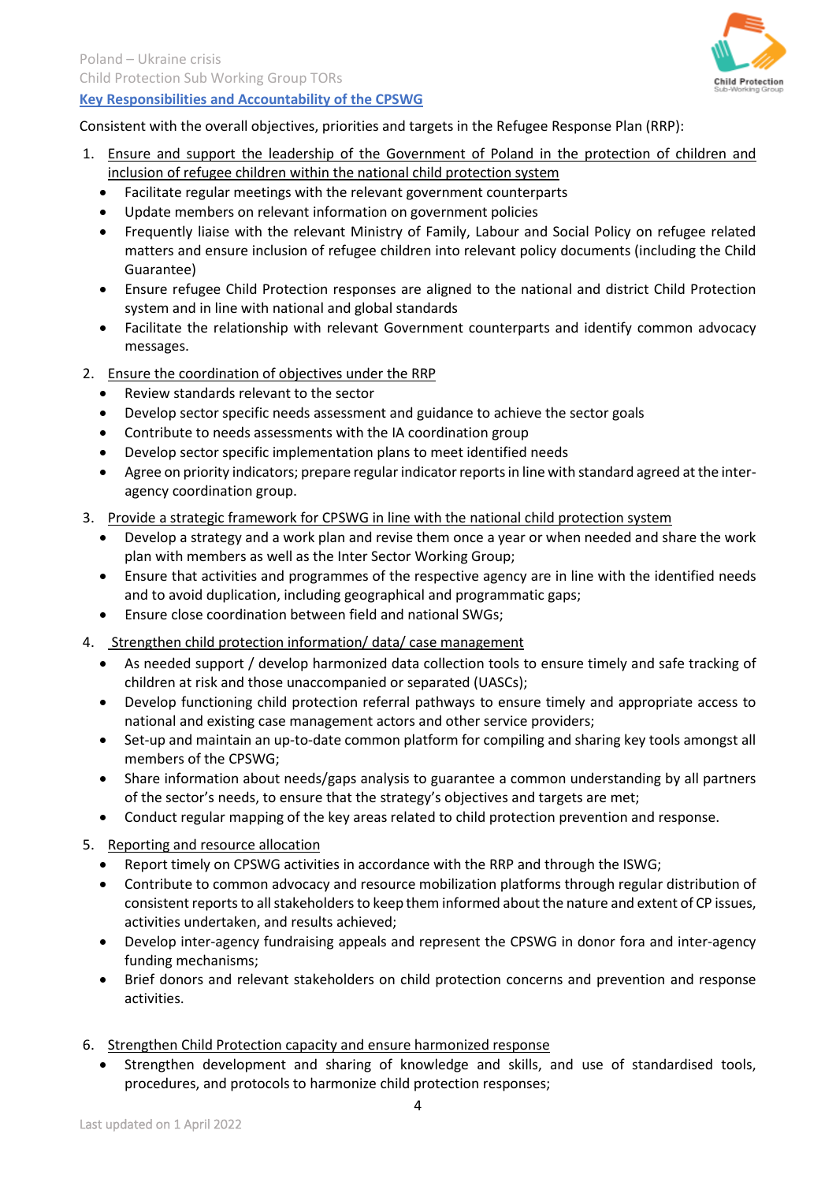## Key Responsibilities and Accountability of the CPSWG

Consistent with the overall objectives, priorities and targets in the Refugee Response Plan (RRP):

1. Ensure and support the leadership of the Government of Poland in the protection of children and inclusion of refugee children within the national child protection system
   - Facilitate regular meetings with the relevant government counterparts
   - Update members on relevant information on government policies
   - Frequently liaise with the relevant Ministry of Family, Labour and Social Policy on refugee related matters and ensure inclusion of refugee children into relevant policy documents (including the Child Guarantee)
   - Ensure refugee Child Protection responses are aligned to the national and district Child Protection system and in line with national and global standards
   - Facilitate the relationship with relevant Government counterparts and identify common advocacy messages.

2. Ensure the coordination of objectives under the RRP
   - Review standards relevant to the sector
   - Develop sector specific needs assessment and guidance to achieve the sector goals
   - Contribute to needs assessments with the IA coordination group
   - Develop sector specific implementation plans to meet identified needs
   - Agree on priority indicators; prepare regular indicator reports in line with standard agreed at the inter-agency coordination group.

3. Provide a strategic framework for CPSWG in line with the national child protection system
   - Develop a strategy and a work plan and revise them once a year or when needed and share the work plan with members as well as the Inter Sector Working Group;
   - Ensure that activities and programmes of the respective agency are in line with the identified needs and to avoid duplication, including geographical and programmatic gaps;
   - Ensure close coordination between field and national SWGs;

4. Strengthen child protection information/ data/ case management
   - As needed support / develop harmonized data collection tools to ensure timely and safe tracking of children at risk and those unaccompanied or separated (UASCs);
   - Develop functioning child protection referral pathways to ensure timely and appropriate access to national and existing case management actors and other service providers;
   - Set-up and maintain an up-to-date common platform for compiling and sharing key tools amongst all members of the CPSWG;
   - Share information about needs/gaps analysis to guarantee a common understanding by all partners of the sector's needs, to ensure that the strategy's objectives and targets are met;
   - Conduct regular mapping of the key areas related to child protection prevention and response.

5. Reporting and resource allocation
   - Report timely on CPSWG activities in accordance with the RRP and through the ISWG;
   - Contribute to common advocacy and resource mobilization platforms through regular distribution of consistent reports to all stakeholders to keep them informed about the nature and extent of CP issues, activities undertaken, and results achieved;
   - Develop inter-agency fundraising appeals and represent the CPSWG in donor fora and inter-agency funding mechanisms;
   - Brief donors and relevant stakeholders on child protection concerns and prevention and response activities.

6. Strengthen Child Protection capacity and ensure harmonized response
   - Strengthen development and sharing of knowledge and skills, and use of standardised tools, procedures, and protocols to harmonize child protection responses;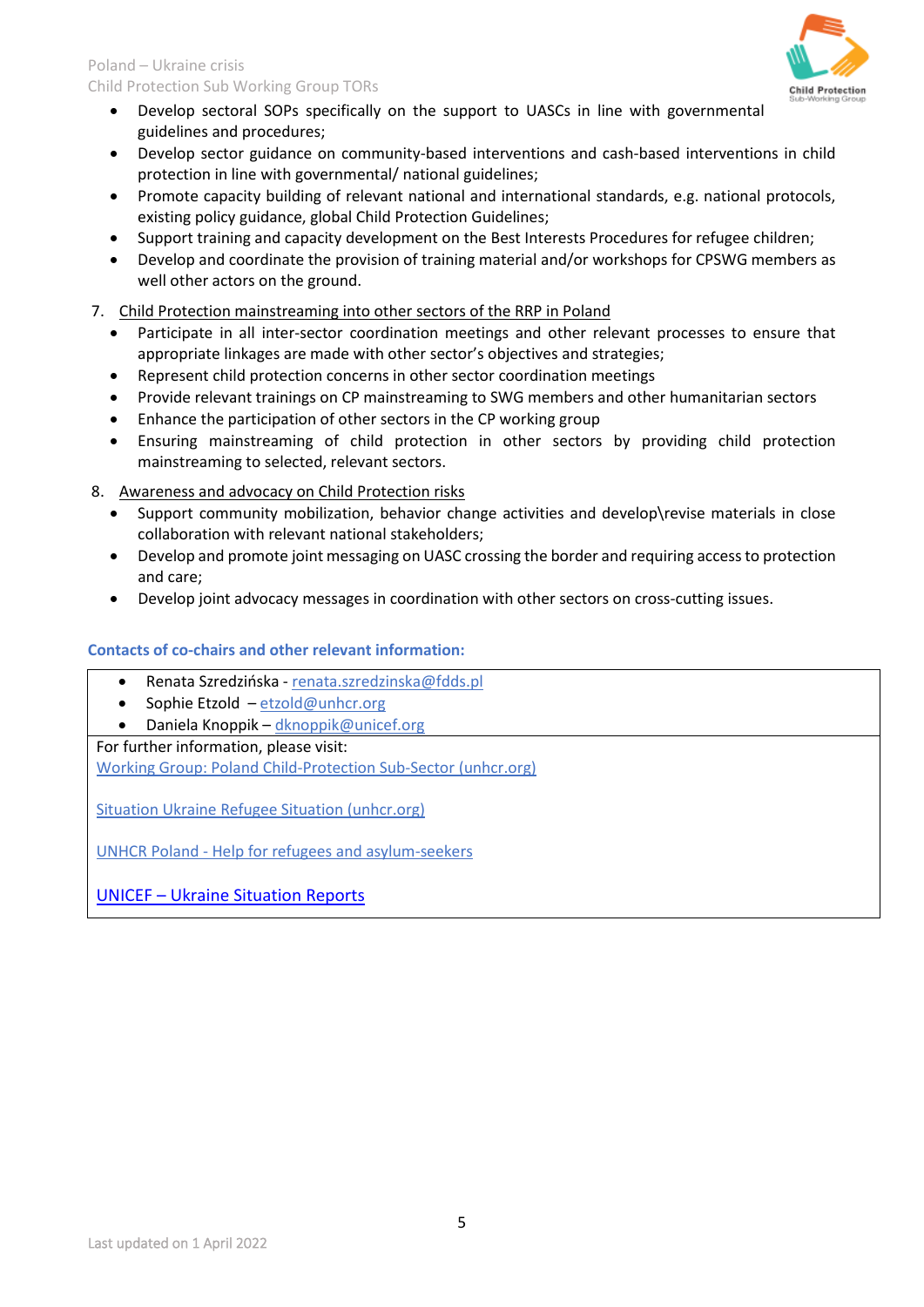- Develop sectoral SOPs specifically on the support to UASCs in line with governmental guidelines and procedures;
- Develop sector guidance on community-based interventions and cash-based interventions in child protection in line with governmental/ national guidelines;
- Promote capacity building of relevant national and international standards, e.g. national protocols, existing policy guidance, global Child Protection Guidelines;
- Support training and capacity development on the Best Interests Procedures for refugee children;
- Develop and coordinate the provision of training material and/or workshops for CPSWG members as well other actors on the ground.

7. <u>Child Protection mainstreaming into other sectors of the RRP in Poland</u>
    - Participate in all inter-sector coordination meetings and other relevant processes to ensure that appropriate linkages are made with other sector's objectives and strategies;
    - Represent child protection concerns in other sector coordination meetings
    - Provide relevant trainings on CP mainstreaming to SWG members and other humanitarian sectors
    - Enhance the participation of other sectors in the CP working group
    - Ensuring mainstreaming of child protection in other sectors by providing child protection mainstreaming to selected, relevant sectors.

8. <u>Awareness and advocacy on Child Protection risks</u>
    - Support community mobilization, behavior change activities and develop\revise materials in close collaboration with relevant national stakeholders;
    - Develop and promote joint messaging on UASC crossing the border and requiring access to protection and care;
    - Develop joint advocacy messages in coordination with other sectors on cross-cutting issues.

**Contacts of co-chairs and other relevant information:**

- Renata Szredzińska - renata.szredzinska@fdds.pl
- Sophie Etzold – etzold@unhcr.org
- Daniela Knoppik – dknoppik@unicef.org

For further information, please visit:

Working Group: Poland Child-Protection Sub-Sector (unhcr.org)

Situation Ukraine Refugee Situation (unhcr.org)

UNHCR Poland - Help for refugees and asylum-seekers

UNICEF – Ukraine Situation Reports

Last updated on 1 April 2022